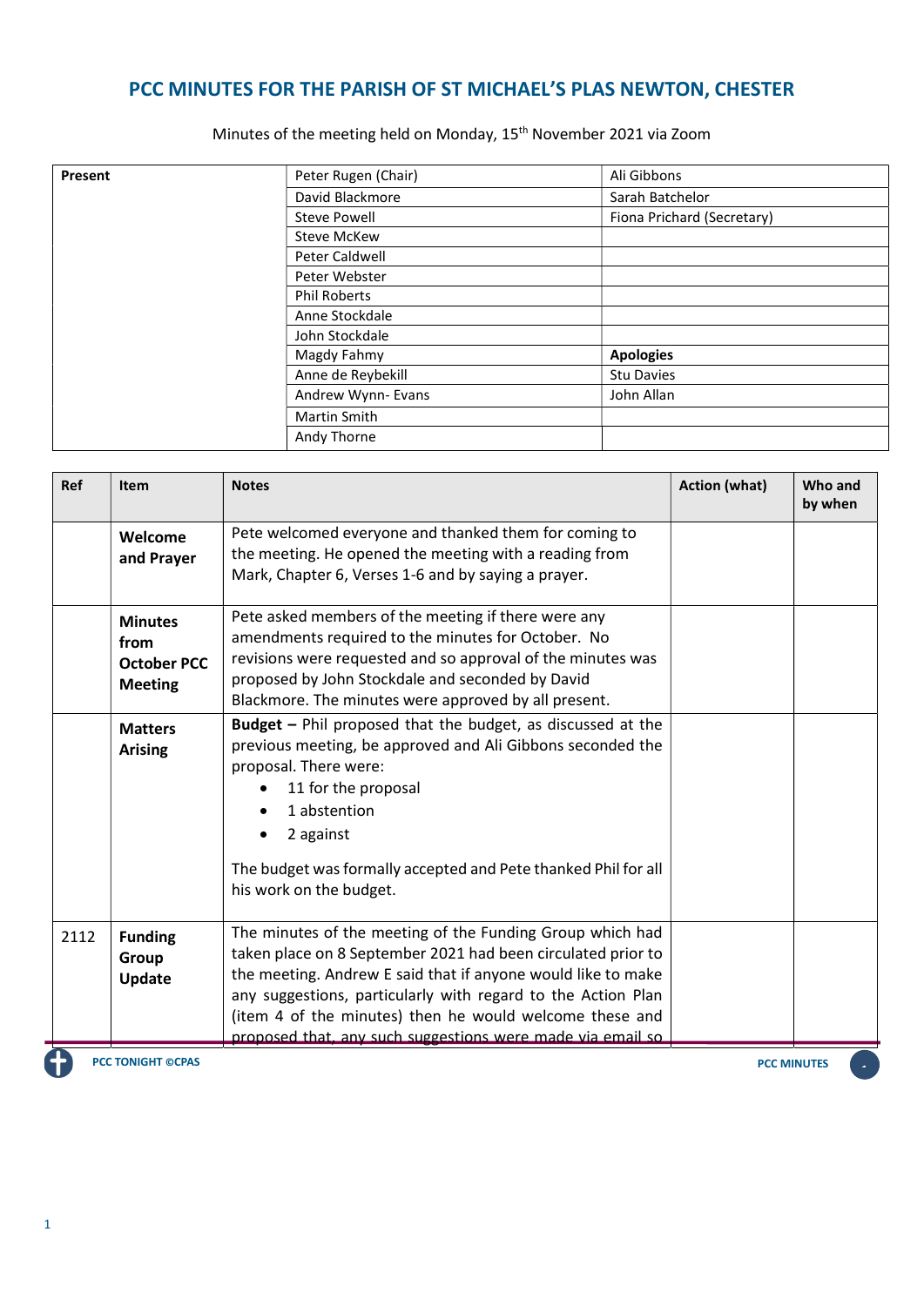# PCC MINUTES FOR THE PARISH OF ST MICHAEL'S PLAS NEWTON, CHESTER

Minutes of the meeting held on Monday, 15th November 2021 via Zoom

| **Present** | Peter Rugen (Chair) | Ali Gibbons |
|---|---|---|
| | David Blackmore | Sarah Batchelor |
| | Steve Powell | Fiona Prichard (Secretary) |
| | Steve McKew | |
| | Peter Caldwell | |
| | Peter Webster | |
| | Phil Roberts | |
| | Anne Stockdale | |
| | John Stockdale | |
| | Magdy Fahmy | **Apologies** |
| | Anne de Reybekill | Stu Davies |
| | Andrew Wynn- Evans | John Allan |
| | Martin Smith | |
| | Andy Thorne | |

| Ref | Item | Notes | Action (what) | Who and by when |
|---|---|---|---|---|
| | **Welcome and Prayer** | Pete welcomed everyone and thanked them for coming to the meeting. He opened the meeting with a reading from Mark, Chapter 6, Verses 1-6 and by saying a prayer. | | |
| | **Minutes from October PCC Meeting** | Pete asked members of the meeting if there were any amendments required to the minutes for October. No revisions were requested and so approval of the minutes was proposed by John Stockdale and seconded by David Blackmore. The minutes were approved by all present. | | |
| | **Matters Arising** | **Budget –** Phil proposed that the budget, as discussed at the previous meeting, be approved and Ali Gibbons seconded the proposal. There were:<br>• 11 for the proposal<br>• 1 abstention<br>• 2 against<br><br>The budget was formally accepted and Pete thanked Phil for all his work on the budget. | | |
| 2112 | **Funding Group Update** | The minutes of the meeting of the Funding Group which had taken place on 8 September 2021 had been circulated prior to the meeting. Andrew E said that if anyone would like to make any suggestions, particularly with regard to the Action Plan (item 4 of the minutes) then he would welcome these and proposed that, any such suggestions were made via email so | | |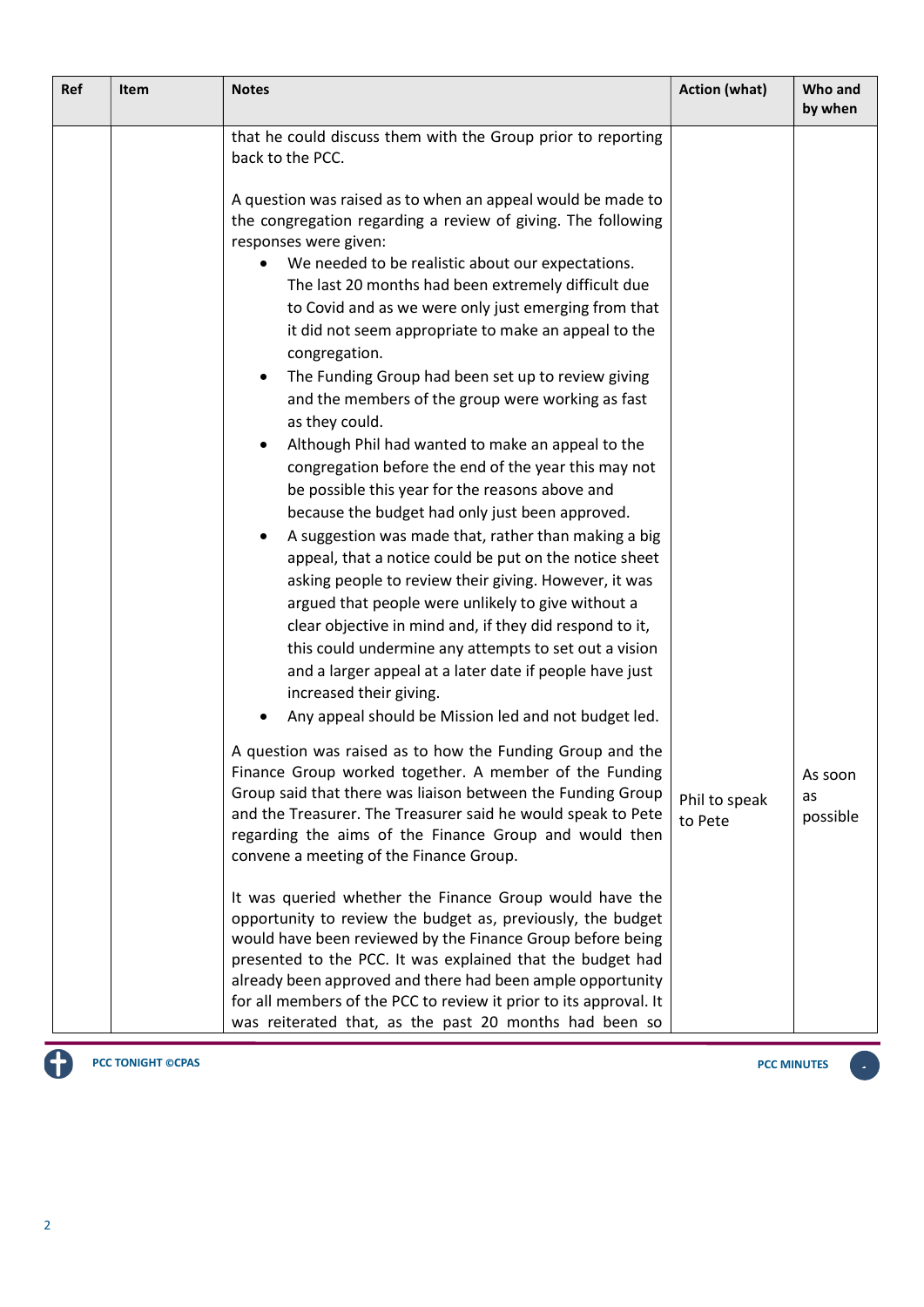| Ref | Item | Notes | Action (what) | Who and by when |
| --- | --- | --- | --- | --- |
| | | that he could discuss them with the Group prior to reporting back to the PCC.<br><br>A question was raised as to when an appeal would be made to the congregation regarding a review of giving. The following responses were given:<br>• We needed to be realistic about our expectations. The last 20 months had been extremely difficult due to Covid and as we were only just emerging from that it did not seem appropriate to make an appeal to the congregation.<br>• The Funding Group had been set up to review giving and the members of the group were working as fast as they could.<br>• Although Phil had wanted to make an appeal to the congregation before the end of the year this may not be possible this year for the reasons above and because the budget had only just been approved.<br>• A suggestion was made that, rather than making a big appeal, that a notice could be put on the notice sheet asking people to review their giving. However, it was argued that people were unlikely to give without a clear objective in mind and, if they did respond to it, this could undermine any attempts to set out a vision and a larger appeal at a later date if people have just increased their giving.<br>• Any appeal should be Mission led and not budget led. | | |
| | | A question was raised as to how the Funding Group and the Finance Group worked together. A member of the Funding Group said that there was liaison between the Funding Group and the Treasurer. The Treasurer said he would speak to Pete regarding the aims of the Finance Group and would then convene a meeting of the Finance Group. | Phil to speak to Pete | As soon as possible |
| | | It was queried whether the Finance Group would have the opportunity to review the budget as, previously, the budget would have been reviewed by the Finance Group before being presented to the PCC. It was explained that the budget had already been approved and there had been ample opportunity for all members of the PCC to review it prior to its approval. It was reiterated that, as the past 20 months had been so | | |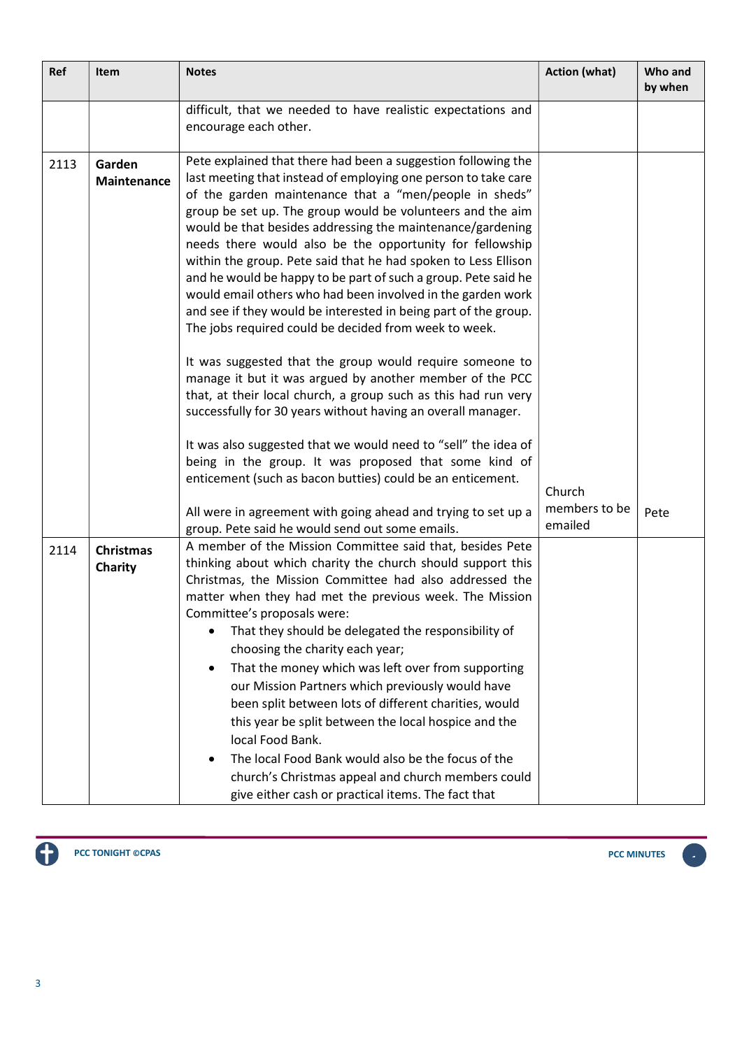| Ref | Item | Notes | Action (what) | Who and by when |
|---|---|---|---|---|
| | | difficult, that we needed to have realistic expectations and encourage each other. | | |
| 2113 | **Garden Maintenance** | Pete explained that there had been a suggestion following the last meeting that instead of employing one person to take care of the garden maintenance that a "men/people in sheds" group be set up. The group would be volunteers and the aim would be that besides addressing the maintenance/gardening needs there would also be the opportunity for fellowship within the group. Pete said that he had spoken to Less Ellison and he would be happy to be part of such a group. Pete said he would email others who had been involved in the garden work and see if they would be interested in being part of the group. The jobs required could be decided from week to week.<br><br>It was suggested that the group would require someone to manage it but it was argued by another member of the PCC that, at their local church, a group such as this had run very successfully for 30 years without having an overall manager.<br><br>It was also suggested that we would need to "sell" the idea of being in the group. It was proposed that some kind of enticement (such as bacon butties) could be an enticement.<br><br>All were in agreement with going ahead and trying to set up a group. Pete said he would send out some emails. | Church members to be emailed | Pete |
| 2114 | **Christmas Charity** | A member of the Mission Committee said that, besides Pete thinking about which charity the church should support this Christmas, the Mission Committee had also addressed the matter when they had met the previous week. The Mission Committee's proposals were:<br>• That they should be delegated the responsibility of choosing the charity each year;<br>• That the money which was left over from supporting our Mission Partners which previously would have been split between lots of different charities, would this year be split between the local hospice and the local Food Bank.<br>• The local Food Bank would also be the focus of the church's Christmas appeal and church members could give either cash or practical items. The fact that | | |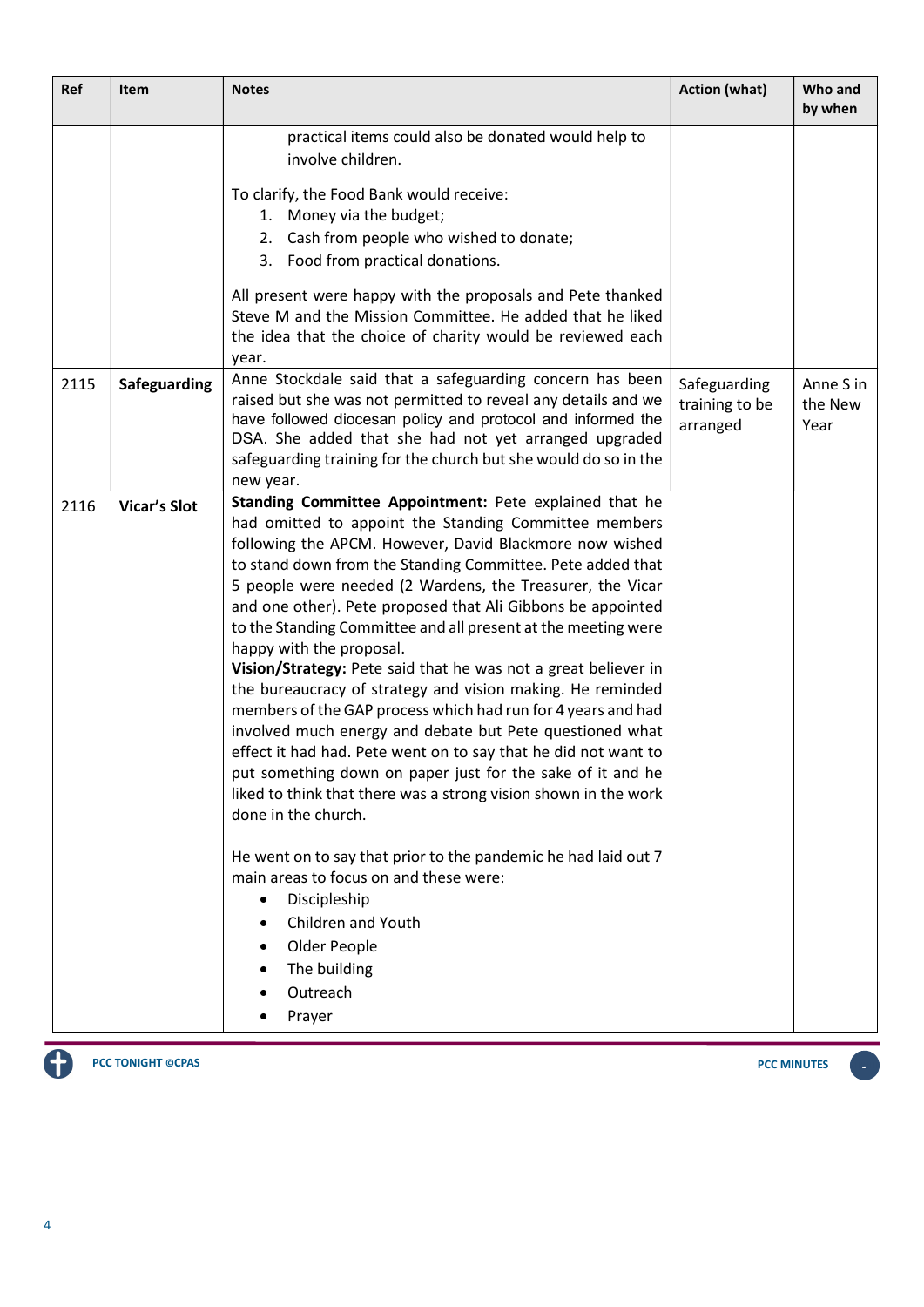| Ref | Item | Notes | Action (what) | Who and by when |
|---|---|---|---|---|
| | | practical items could also be donated would help to involve children.<br><br>To clarify, the Food Bank would receive:<br>1. Money via the budget;<br>2. Cash from people who wished to donate;<br>3. Food from practical donations.<br><br>All present were happy with the proposals and Pete thanked Steve M and the Mission Committee. He added that he liked the idea that the choice of charity would be reviewed each year. | | |
| 2115 | **Safeguarding** | Anne Stockdale said that a safeguarding concern has been raised but she was not permitted to reveal any details and we have followed diocesan policy and protocol and informed the DSA. She added that she had not yet arranged upgraded safeguarding training for the church but she would do so in the new year. | Safeguarding training to be arranged | Anne S in the New Year |
| 2116 | **Vicar's Slot** | **Standing Committee Appointment:** Pete explained that he had omitted to appoint the Standing Committee members following the APCM. However, David Blackmore now wished to stand down from the Standing Committee. Pete added that 5 people were needed (2 Wardens, the Treasurer, the Vicar and one other). Pete proposed that Ali Gibbons be appointed to the Standing Committee and all present at the meeting were happy with the proposal.<br>**Vision/Strategy:** Pete said that he was not a great believer in the bureaucracy of strategy and vision making. He reminded members of the GAP process which had run for 4 years and had involved much energy and debate but Pete questioned what effect it had had. Pete went on to say that he did not want to put something down on paper just for the sake of it and he liked to think that there was a strong vision shown in the work done in the church.<br><br>He went on to say that prior to the pandemic he had laid out 7 main areas to focus on and these were:<br>• Discipleship<br>• Children and Youth<br>• Older People<br>• The building<br>• Outreach<br>• Prayer | | |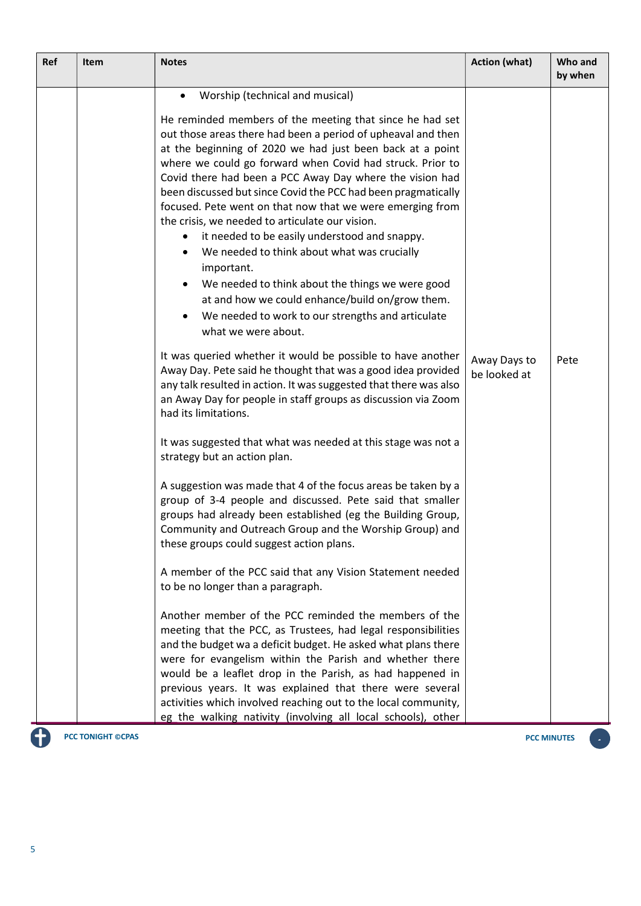| Ref | Item | Notes | Action (what) | Who and by when |
|---|---|---|---|---|
| | | • Worship (technical and musical)<br><br>He reminded members of the meeting that since he had set out those areas there had been a period of upheaval and then at the beginning of 2020 we had just been back at a point where we could go forward when Covid had struck. Prior to Covid there had been a PCC Away Day where the vision had been discussed but since Covid the PCC had been pragmatically focused. Pete went on that now that we were emerging from the crisis, we needed to articulate our vision.<br>• it needed to be easily understood and snappy.<br>• We needed to think about what was crucially important.<br>• We needed to think about the things we were good at and how we could enhance/build on/grow them.<br>• We needed to work to our strengths and articulate what we were about. | | |
| | | It was queried whether it would be possible to have another Away Day. Pete said he thought that was a good idea provided any talk resulted in action. It was suggested that there was also an Away Day for people in staff groups as discussion via Zoom had its limitations. | Away Days to be looked at | Pete |
| | | It was suggested that what was needed at this stage was not a strategy but an action plan.<br><br>A suggestion was made that 4 of the focus areas be taken by a group of 3-4 people and discussed. Pete said that smaller groups had already been established (eg the Building Group, Community and Outreach Group and the Worship Group) and these groups could suggest action plans.<br><br>A member of the PCC said that any Vision Statement needed to be no longer than a paragraph.<br><br>Another member of the PCC reminded the members of the meeting that the PCC, as Trustees, had legal responsibilities and the budget wa a deficit budget. He asked what plans there were for evangelism within the Parish and whether there would be a leaflet drop in the Parish, as had happened in previous years. It was explained that there were several activities which involved reaching out to the local community, eg the walking nativity (involving all local schools), other | | |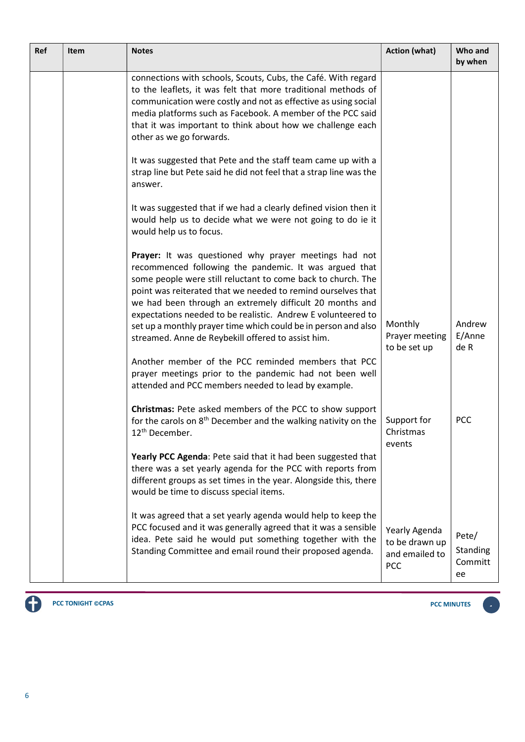| Ref | Item | Notes | Action (what) | Who and by when |
|---|---|---|---|---|
| | | connections with schools, Scouts, Cubs, the Café. With regard to the leaflets, it was felt that more traditional methods of communication were costly and not as effective as using social media platforms such as Facebook. A member of the PCC said that it was important to think about how we challenge each other as we go forwards. | | |
| | | It was suggested that Pete and the staff team came up with a strap line but Pete said he did not feel that a strap line was the answer. | | |
| | | It was suggested that if we had a clearly defined vision then it would help us to decide what we were not going to do ie it would help us to focus. | | |
| | | **Prayer:** It was questioned why prayer meetings had not recommenced following the pandemic. It was argued that some people were still reluctant to come back to church. The point was reiterated that we needed to remind ourselves that we had been through an extremely difficult 20 months and expectations needed to be realistic. Andrew E volunteered to set up a monthly prayer time which could be in person and also streamed. Anne de Reybekill offered to assist him. | Monthly Prayer meeting to be set up | Andrew E/Anne de R |
| | | Another member of the PCC reminded members that PCC prayer meetings prior to the pandemic had not been well attended and PCC members needed to lead by example. | | |
| | | **Christmas:** Pete asked members of the PCC to show support for the carols on 8th December and the walking nativity on the 12th December. | Support for Christmas events | PCC |
| | | **Yearly PCC Agenda**: Pete said that it had been suggested that there was a set yearly agenda for the PCC with reports from different groups as set times in the year. Alongside this, there would be time to discuss special items. | | |
| | | It was agreed that a set yearly agenda would help to keep the PCC focused and it was generally agreed that it was a sensible idea. Pete said he would put something together with the Standing Committee and email round their proposed agenda. | Yearly Agenda to be drawn up and emailed to PCC | Pete/ Standing Committee |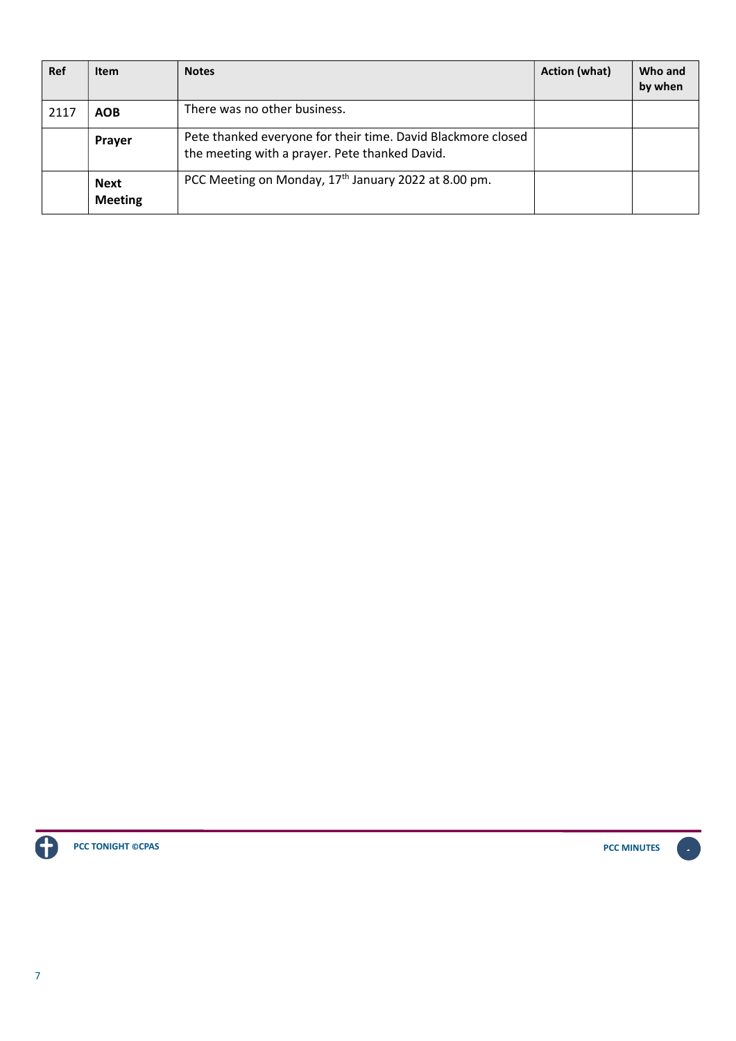| Ref | Item | Notes | Action (what) | Who and by when |
|---|---|---|---|---|
| 2117 | **AOB** | There was no other business. | | |
| | **Prayer** | Pete thanked everyone for their time. David Blackmore closed the meeting with a prayer. Pete thanked David. | | |
| | **Next Meeting** | PCC Meeting on Monday, 17th January 2022 at 8.00 pm. | | |